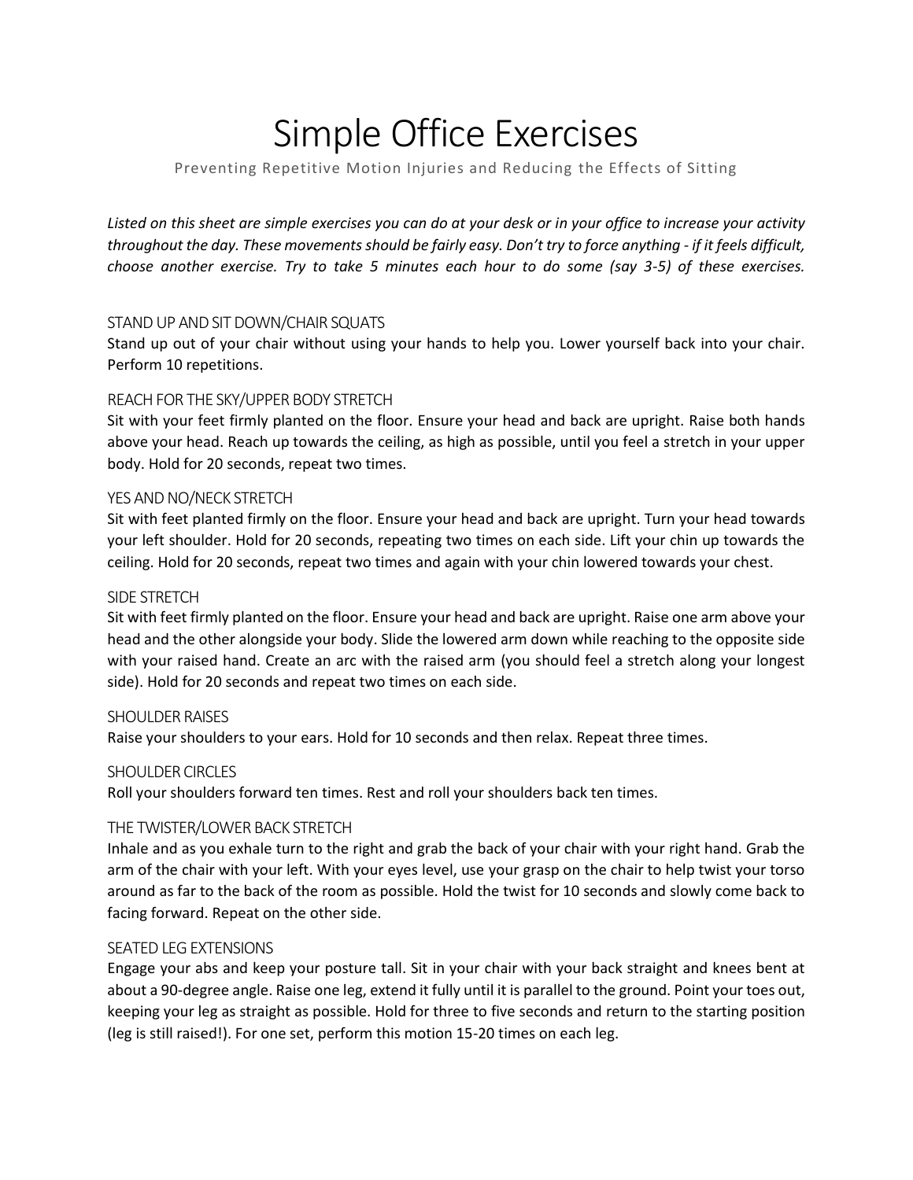# Simple Office Exercises

Preventing Repetitive Motion Injuries and Reducing the Effects of Sitting

*Listed on this sheet are simple exercises you can do at your desk or in your office to increase your activity throughout the day. These movements should be fairly easy. Don't try to force anything - if it feels difficult, choose another exercise. Try to take 5 minutes each hour to do some (say 3-5) of these exercises.*

### STAND UP AND SIT DOWN/CHAIR SQUATS

Stand up out of your chair without using your hands to help you. Lower yourself back into your chair. Perform 10 repetitions.

### REACH FOR THE SKY/UPPER BODY STRETCH

Sit with your feet firmly planted on the floor. Ensure your head and back are upright. Raise both hands above your head. Reach up towards the ceiling, as high as possible, until you feel a stretch in your upper body. Hold for 20 seconds, repeat two times.

### YES AND NO/NECK STRETCH

Sit with feet planted firmly on the floor. Ensure your head and back are upright. Turn your head towards your left shoulder. Hold for 20 seconds, repeating two times on each side. Lift your chin up towards the ceiling. Hold for 20 seconds, repeat two times and again with your chin lowered towards your chest.

### SIDE STRETCH

Sit with feet firmly planted on the floor. Ensure your head and back are upright. Raise one arm above your head and the other alongside your body. Slide the lowered arm down while reaching to the opposite side with your raised hand. Create an arc with the raised arm (you should feel a stretch along your longest side). Hold for 20 seconds and repeat two times on each side.

### SHOULDER RAISES

Raise your shoulders to your ears. Hold for 10 seconds and then relax. Repeat three times.

### SHOULDER CIRCLES

Roll your shoulders forward ten times. Rest and roll your shoulders back ten times.

### THE TWISTER/LOWER BACK STRETCH

Inhale and as you exhale turn to the right and grab the back of your chair with your right hand. Grab the arm of the chair with your left. With your eyes level, use your grasp on the chair to help twist your torso around as far to the back of the room as possible. Hold the twist for 10 seconds and slowly come back to facing forward. Repeat on the other side.

### SEATED LEG EXTENSIONS

Engage your abs and keep your posture tall. Sit in your chair with your back straight and knees bent at about a 90-degree angle. Raise one leg, extend it fully until it is parallel to the ground. Point your toes out, keeping your leg as straight as possible. Hold for three to five seconds and return to the starting position (leg is still raised!). For one set, perform this motion 15-20 times on each leg.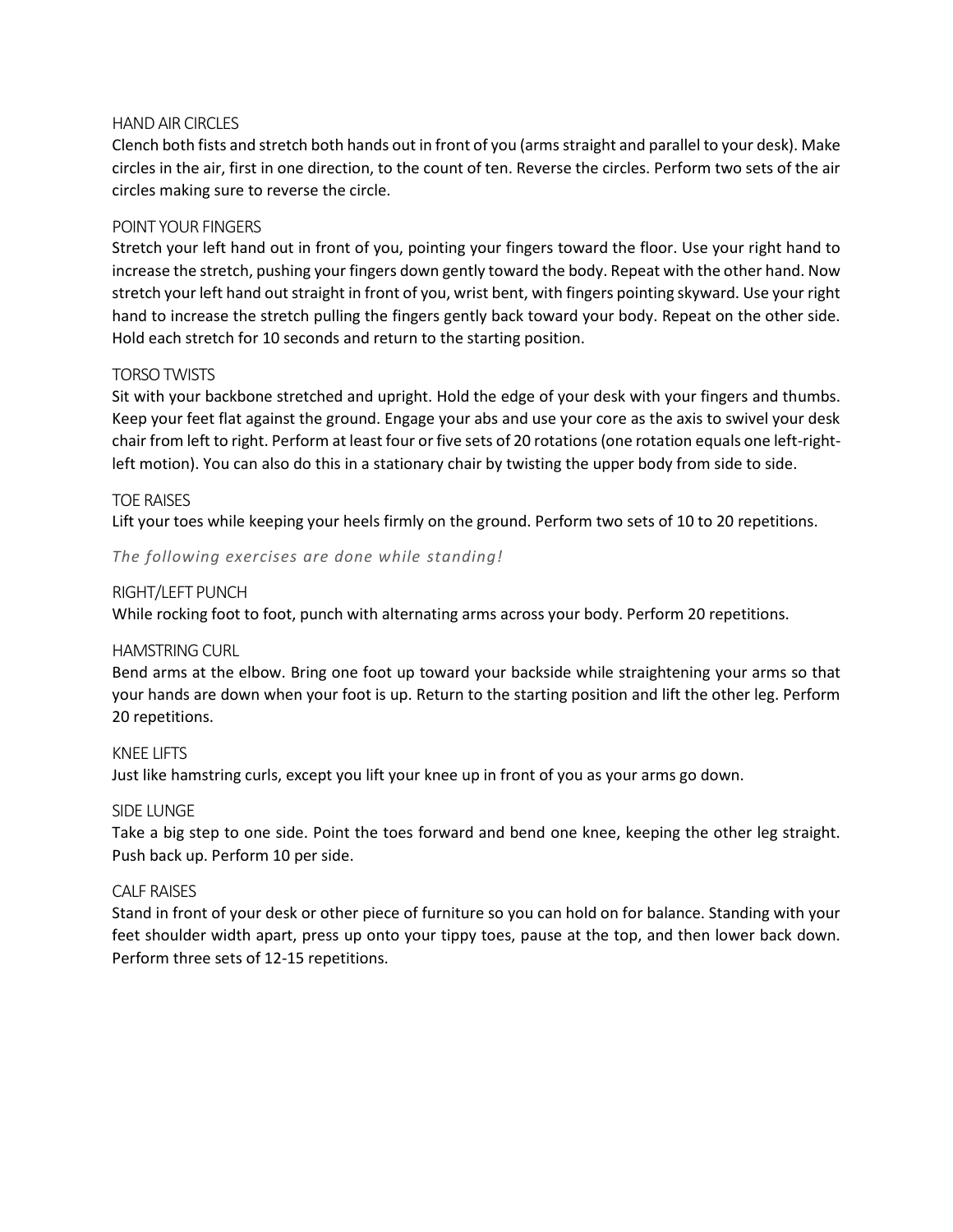### HAND AIR CIRCLES

Clench both fists and stretch both hands out in front of you (arms straight and parallel to your desk). Make circles in the air, first in one direction, to the count of ten. Reverse the circles. Perform two sets of the air circles making sure to reverse the circle.

### POINT YOUR FINGERS

Stretch your left hand out in front of you, pointing your fingers toward the floor. Use your right hand to increase the stretch, pushing your fingers down gently toward the body. Repeat with the other hand. Now stretch your left hand out straight in front of you, wrist bent, with fingers pointing skyward. Use your right hand to increase the stretch pulling the fingers gently back toward your body. Repeat on the other side. Hold each stretch for 10 seconds and return to the starting position.

### TORSO TWISTS

Sit with your backbone stretched and upright. Hold the edge of your desk with your fingers and thumbs. Keep your feet flat against the ground. Engage your abs and use your core as the axis to swivel your desk chair from left to right. Perform at least four or five sets of 20 rotations (one rotation equals one left-right-left motion). You can also do this in a stationary chair by twisting the upper body from side to side.

### TOE RAISES

Lift your toes while keeping your heels firmly on the ground. Perform two sets of 10 to 20 repetitions.

*The following exercises are done while standing!*

### RIGHT/LEFT PUNCH

While rocking foot to foot, punch with alternating arms across your body. Perform 20 repetitions.

### HAMSTRING CURL

Bend arms at the elbow. Bring one foot up toward your backside while straightening your arms so that your hands are down when your foot is up. Return to the starting position and lift the other leg. Perform 20 repetitions.

### KNEE LIFTS

Just like hamstring curls, except you lift your knee up in front of you as your arms go down.

### SIDE LUNGE

Take a big step to one side. Point the toes forward and bend one knee, keeping the other leg straight. Push back up. Perform 10 per side.

### CALF RAISES

Stand in front of your desk or other piece of furniture so you can hold on for balance. Standing with your feet shoulder width apart, press up onto your tippy toes, pause at the top, and then lower back down. Perform three sets of 12-15 repetitions.